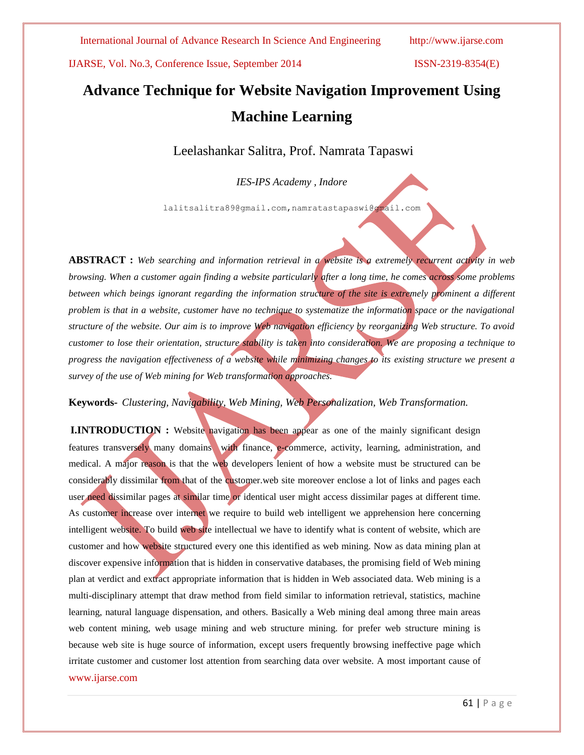# Advance Technique for Website Navigation Improvement Using Machine Learning

Leelashankar Salitra, Prof. Namrata Tapaswi

*IES-IPS Academy , Indore*

lalitsalitra89@gmail.com,namratastapaswi@gmail.com

**ABSTRACT :** *Web searching and information retrieval in a website is a extremely recurrent activity in web browsing. When a customer again finding a website particularly after a long time, he comes across some problems between which beings ignorant regarding the information structure of the site is extremely prominent a different problem is that in a website, customer have no technique to systematize the information space or the navigational structure of the website. Our aim is to improve Web navigation efficiency by reorganizing Web structure. To avoid customer to lose their orientation, structure stability is taken into consideration. We are proposing a technique to progress the navigation effectiveness of a website while minimizing changes to its existing structure we present a survey of the use of Web mining for Web transformation approaches.*

**Keywords-** *Clustering, Navigability, Web Mining, Web Personalization, Web Transformation.*

**I.INTRODUCTION :** Website navigation has been appear as one of the mainly significant design features transversely many domains with finance, e-commerce, activity, learning, administration, and medical. A major reason is that the web developers lenient of how a website must be structured can be considerably dissimilar from that of the customer.web site moreover enclose a lot of links and pages each user need dissimilar pages at similar time or identical user might access dissimilar pages at different time. As customer increase over internet we require to build web intelligent we apprehension here concerning intelligent website. To build web site intellectual we have to identify what is content of website, which are customer and how website structured every one this identified as web mining. Now as data mining plan at discover expensive information that is hidden in conservative databases, the promising field of Web mining plan at verdict and extract appropriate information that is hidden in Web associated data. Web mining is a multi-disciplinary attempt that draw method from field similar to information retrieval, statistics, machine learning, natural language dispensation, and others. Basically a Web mining deal among three main areas web content mining, web usage mining and web structure mining. for prefer web structure mining is because web site is huge source of information, except users frequently browsing ineffective page which irritate customer and customer lost attention from searching data over website. A most important cause of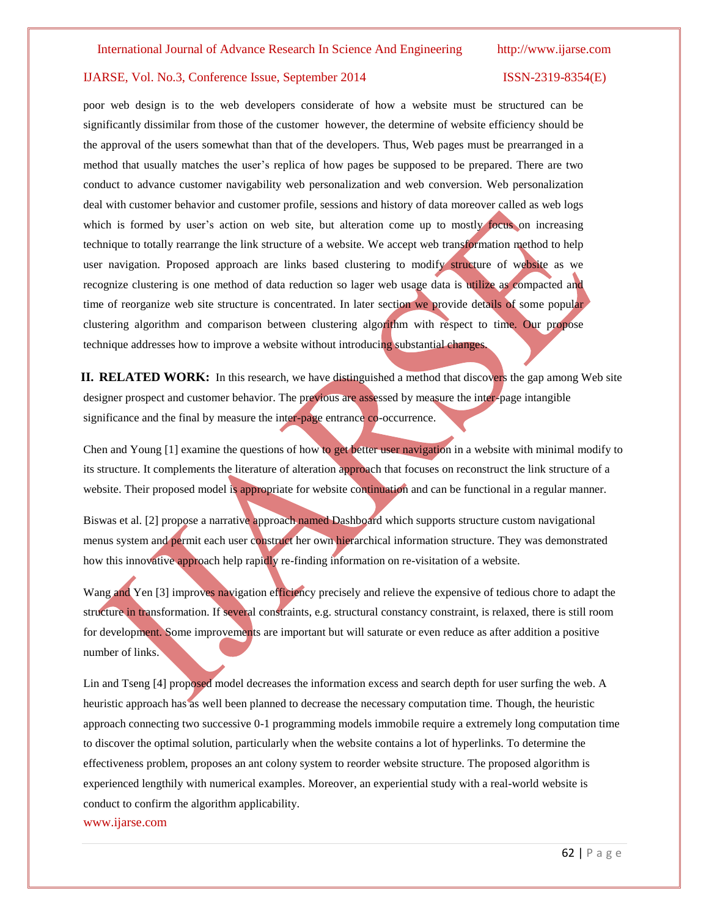poor web design is to the web developers considerate of how a website must be structured can be significantly dissimilar from those of the customer however, the determine of website efficiency should be the approval of the users somewhat than that of the developers. Thus, Web pages must be prearranged in a method that usually matches the user's replica of how pages be supposed to be prepared. There are two conduct to advance customer navigability web personalization and web conversion. Web personalization deal with customer behavior and customer profile, sessions and history of data moreover called as web logs which is formed by user's action on web site, but alteration come up to mostly focus on increasing technique to totally rearrange the link structure of a website. We accept web transformation method to help user navigation. Proposed approach are links based clustering to modify structure of website as we recognize clustering is one method of data reduction so lager web usage data is utilize as compacted and time of reorganize web site structure is concentrated. In later section we provide details of some popular clustering algorithm and comparison between clustering algorithm with respect to time. Our propose technique addresses how to improve a website without introducing substantial changes.

## II. RELATED WORK:

In this research, we have distinguished a method that discovers the gap among Web site designer prospect and customer behavior. The previous are assessed by measure the inter-page intangible significance and the final by measure the inter-page entrance co-occurrence.

Chen and Young [1] examine the questions of how to get better user navigation in a website with minimal modify to its structure. It complements the literature of alteration approach that focuses on reconstruct the link structure of a website. Their proposed model is appropriate for website continuation and can be functional in a regular manner.

Biswas et al. [2] propose a narrative approach named Dashboard which supports structure custom navigational menus system and permit each user construct her own hierarchical information structure. They was demonstrated how this innovative approach help rapidly re-finding information on re-visitation of a website.

Wang and Yen [3] improves navigation efficiency precisely and relieve the expensive of tedious chore to adapt the structure in transformation. If several constraints, e.g. structural constancy constraint, is relaxed, there is still room for development. Some improvements are important but will saturate or even reduce as after addition a positive number of links.

Lin and Tseng [4] proposed model decreases the information excess and search depth for user surfing the web. A heuristic approach has as well been planned to decrease the necessary computation time. Though, the heuristic approach connecting two successive 0-1 programming models immobile require a extremely long computation time to discover the optimal solution, particularly when the website contains a lot of hyperlinks. To determine the effectiveness problem, proposes an ant colony system to reorder website structure. The proposed algorithm is experienced lengthily with numerical examples. Moreover, an experiential study with a real-world website is conduct to confirm the algorithm applicability.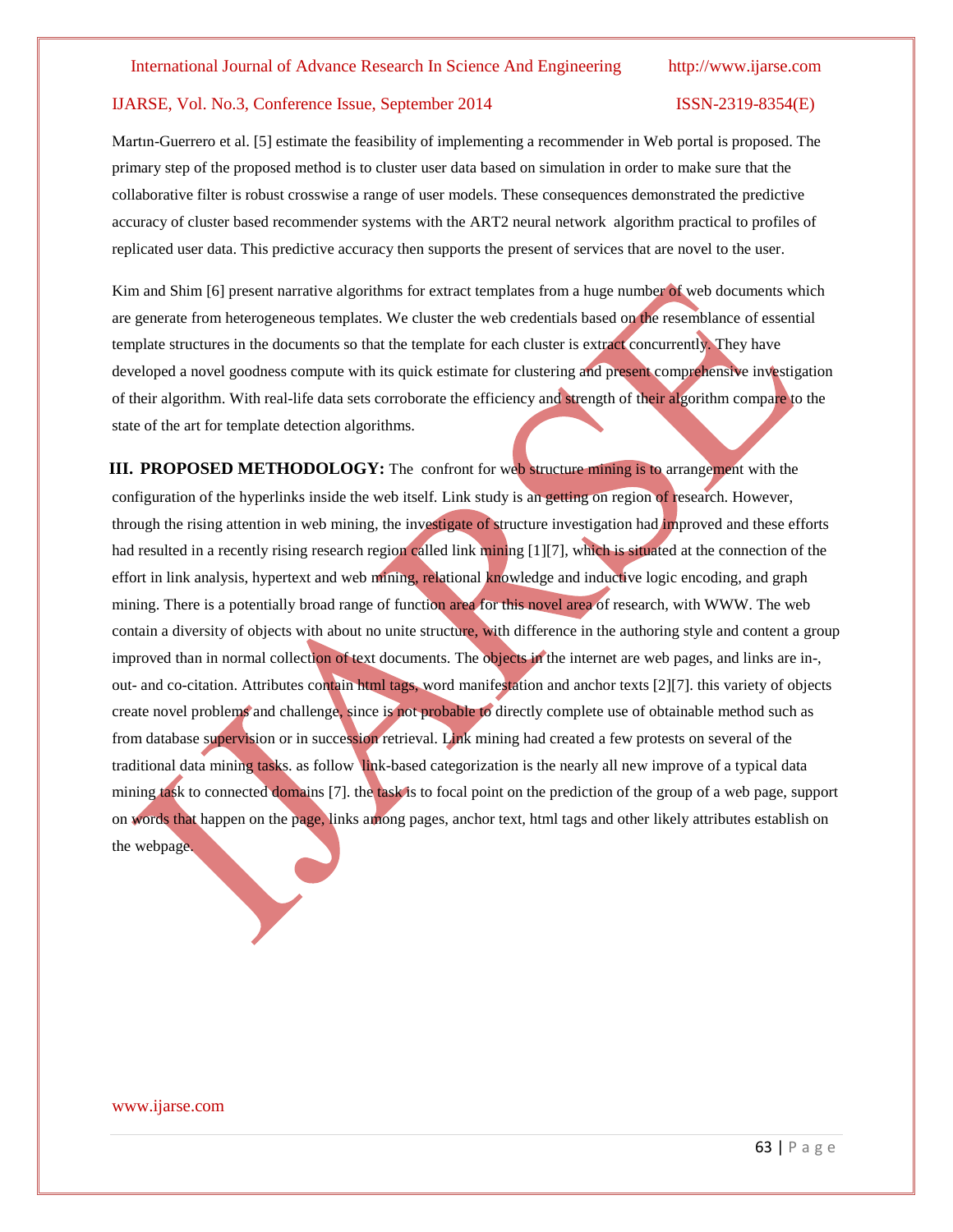Martın-Guerrero et al. [5] estimate the feasibility of implementing a recommender in Web portal is proposed. The primary step of the proposed method is to cluster user data based on simulation in order to make sure that the collaborative filter is robust crosswise a range of user models. These consequences demonstrated the predictive accuracy of cluster based recommender systems with the ART2 neural network algorithm practical to profiles of replicated user data. This predictive accuracy then supports the present of services that are novel to the user.

Kim and Shim [6] present narrative algorithms for extract templates from a huge number of web documents which are generate from heterogeneous templates. We cluster the web credentials based on the resemblance of essential template structures in the documents so that the template for each cluster is extract concurrently. They have developed a novel goodness compute with its quick estimate for clustering and present comprehensive investigation of their algorithm. With real-life data sets corroborate the efficiency and strength of their algorithm compare to the state of the art for template detection algorithms.

## III. PROPOSED METHODOLOGY:

The confront for web structure mining is to arrangement with the configuration of the hyperlinks inside the web itself. Link study is an getting on region of research. However, through the rising attention in web mining, the investigate of structure investigation had improved and these efforts had resulted in a recently rising research region called link mining [1][7], which is situated at the connection of the effort in link analysis, hypertext and web mining, relational knowledge and inductive logic encoding, and graph mining. There is a potentially broad range of function area for this novel area of research, with WWW. The web contain a diversity of objects with about no unite structure, with difference in the authoring style and content a group improved than in normal collection of text documents. The objects in the internet are web pages, and links are in-, out- and co-citation. Attributes contain html tags, word manifestation and anchor texts [2][7]. this variety of objects create novel problems and challenge, since is not probable to directly complete use of obtainable method such as from database supervision or in succession retrieval. Link mining had created a few protests on several of the traditional data mining tasks. as follow link-based categorization is the nearly all new improve of a typical data mining task to connected domains [7]. the task is to focal point on the prediction of the group of a web page, support on words that happen on the page, links among pages, anchor text, html tags and other likely attributes establish on the webpage.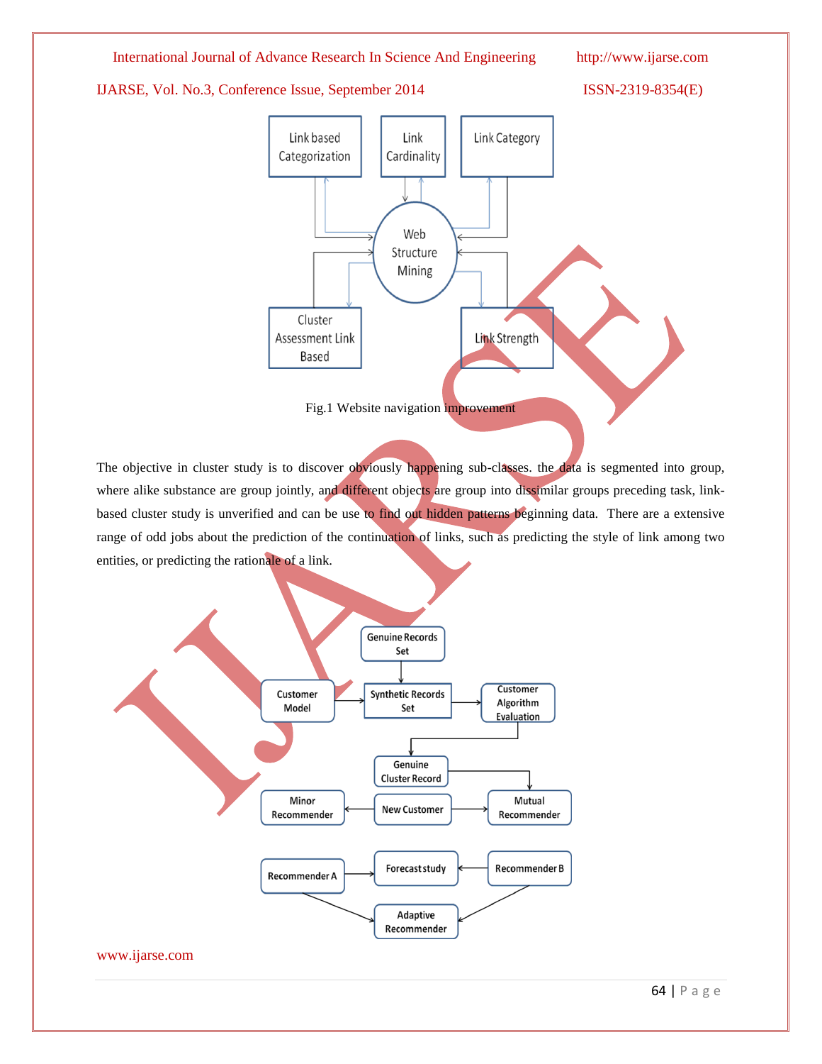Fig.1 Website navigation improvement

The objective in cluster study is to discover obviously happening sub-classes. the data is segmented into group, where alike substance are group jointly, and different objects are group into dissimilar groups preceding task, link-based cluster study is unverified and can be use to find out hidden patterns beginning data. There are a extensive range of odd jobs about the prediction of the continuation of links, such as predicting the style of link among two entities, or predicting the rationale of a link.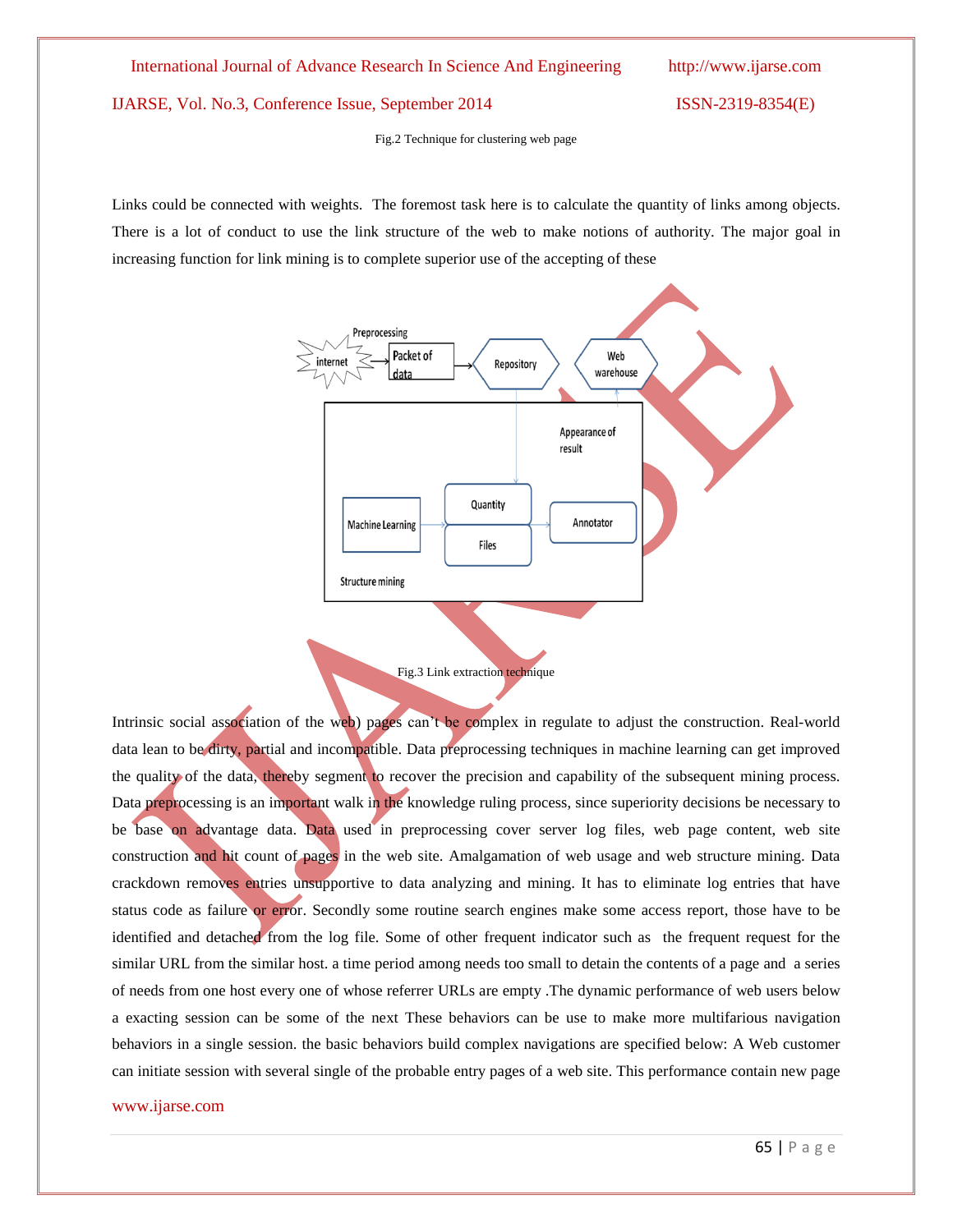Fig.2 Technique for clustering web page

Links could be connected with weights. The foremost task here is to calculate the quantity of links among objects. There is a lot of conduct to use the link structure of the web to make notions of authority. The major goal in increasing function for link mining is to complete superior use of the accepting of these

Fig.3 Link extraction technique

Intrinsic social association of the web) pages can't be complex in regulate to adjust the construction. Real-world data lean to be dirty, partial and incompatible. Data preprocessing techniques in machine learning can get improved the quality of the data, thereby segment to recover the precision and capability of the subsequent mining process. Data preprocessing is an important walk in the knowledge ruling process, since superiority decisions be necessary to be base on advantage data. Data used in preprocessing cover server log files, web page content, web site construction and hit count of pages in the web site. Amalgamation of web usage and web structure mining. Data crackdown removes entries unsupportive to data analyzing and mining. It has to eliminate log entries that have status code as failure or error. Secondly some routine search engines make some access report, those have to be identified and detached from the log file. Some of other frequent indicator such as the frequent request for the similar URL from the similar host. a time period among needs too small to detain the contents of a page and a series of needs from one host every one of whose referrer URLs are empty .The dynamic performance of web users below a exacting session can be some of the next These behaviors can be use to make more multifarious navigation behaviors in a single session. the basic behaviors build complex navigations are specified below: A Web customer can initiate session with several single of the probable entry pages of a web site. This performance contain new page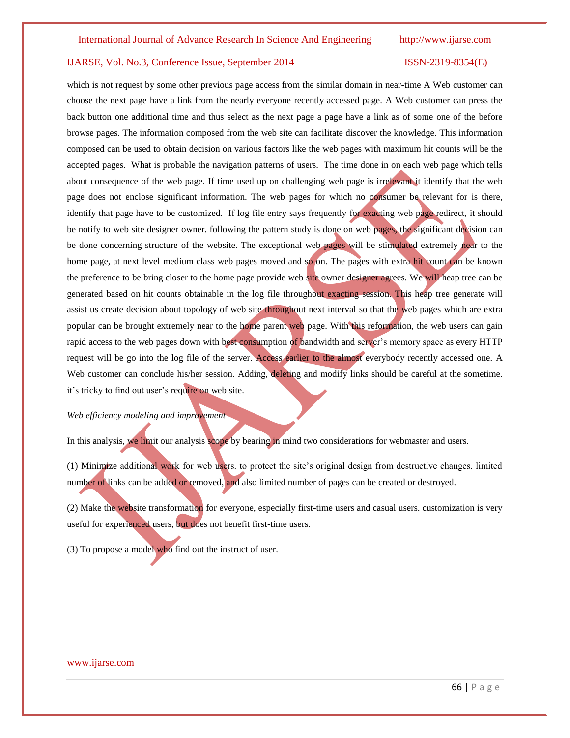which is not request by some other previous page access from the similar domain in near-time A Web customer can choose the next page have a link from the nearly everyone recently accessed page. A Web customer can press the back button one additional time and thus select as the next page a page have a link as of some one of the before browse pages. The information composed from the web site can facilitate discover the knowledge. This information composed can be used to obtain decision on various factors like the web pages with maximum hit counts will be the accepted pages. What is probable the navigation patterns of users. The time done in on each web page which tells about consequence of the web page. If time used up on challenging web page is irrelevant it identify that the web page does not enclose significant information. The web pages for which no consumer be relevant for is there, identify that page have to be customized. If log file entry says frequently for exacting web page redirect, it should be notify to web site designer owner. following the pattern study is done on web pages, the significant decision can be done concerning structure of the website. The exceptional web pages will be stimulated extremely near to the home page, at next level medium class web pages moved and so on. The pages with extra hit count can be known the preference to be bring closer to the home page provide web site owner designer agrees. We will heap tree can be generated based on hit counts obtainable in the log file throughout exacting session. This heap tree generate will assist us create decision about topology of web site throughout next interval so that the web pages which are extra popular can be brought extremely near to the home parent web page. With this reformation, the web users can gain rapid access to the web pages down with best consumption of bandwidth and server's memory space as every HTTP request will be go into the log file of the server. Access earlier to the almost everybody recently accessed one. A Web customer can conclude his/her session. Adding, deleting and modify links should be careful at the sometime. it's tricky to find out user's require on web site.

*Web efficiency modeling and improvement*

In this analysis, we limit our analysis scope by bearing in mind two considerations for webmaster and users.

(1) Minimize additional work for web users. to protect the site's original design from destructive changes. limited number of links can be added or removed, and also limited number of pages can be created or destroyed.

(2) Make the website transformation for everyone, especially first-time users and casual users. customization is very useful for experienced users, but does not benefit first-time users.

(3) To propose a model who find out the instruct of user.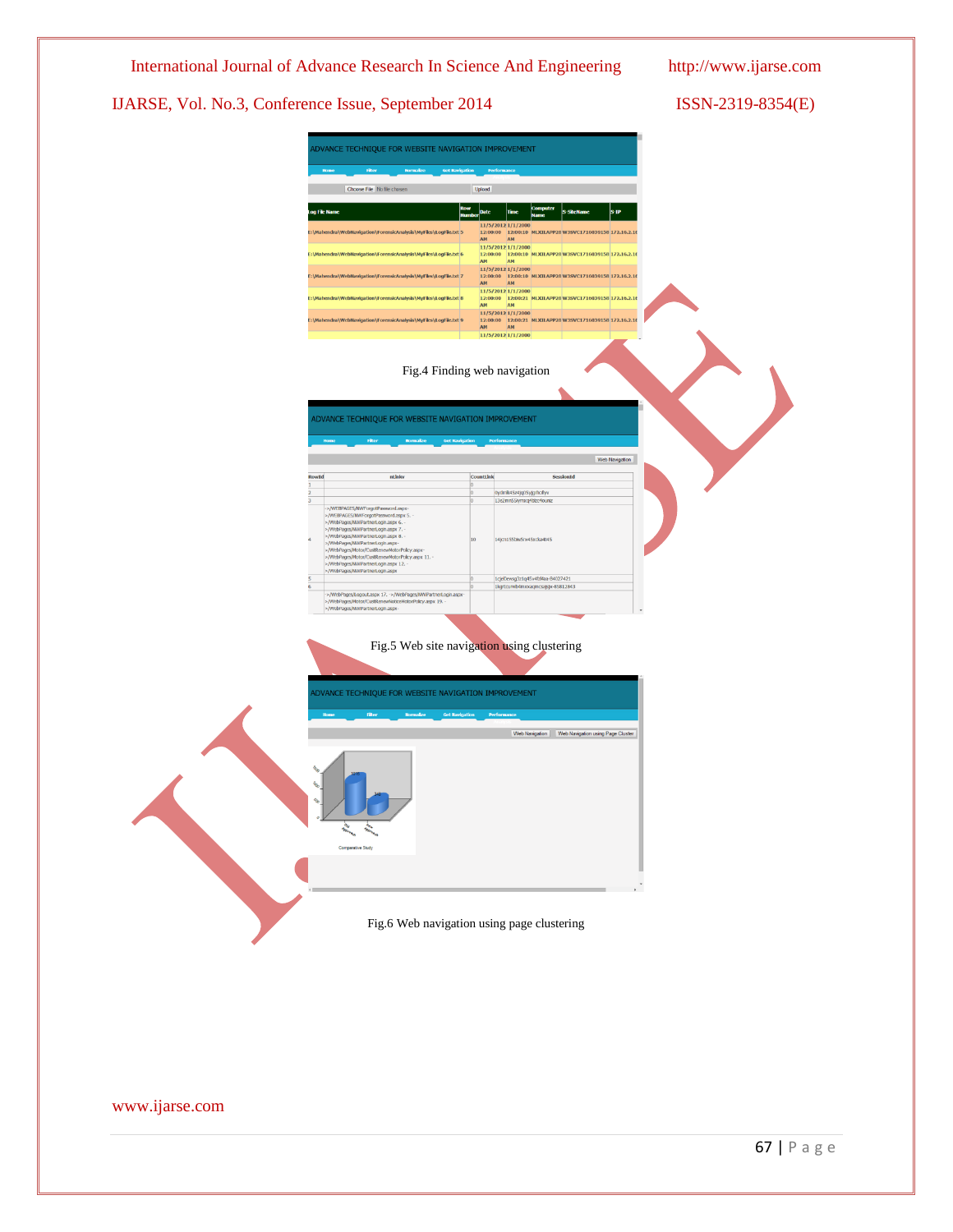Fig.4 Finding web navigation

Fig.5 Web site navigation using clustering

Fig.6 Web navigation using page clustering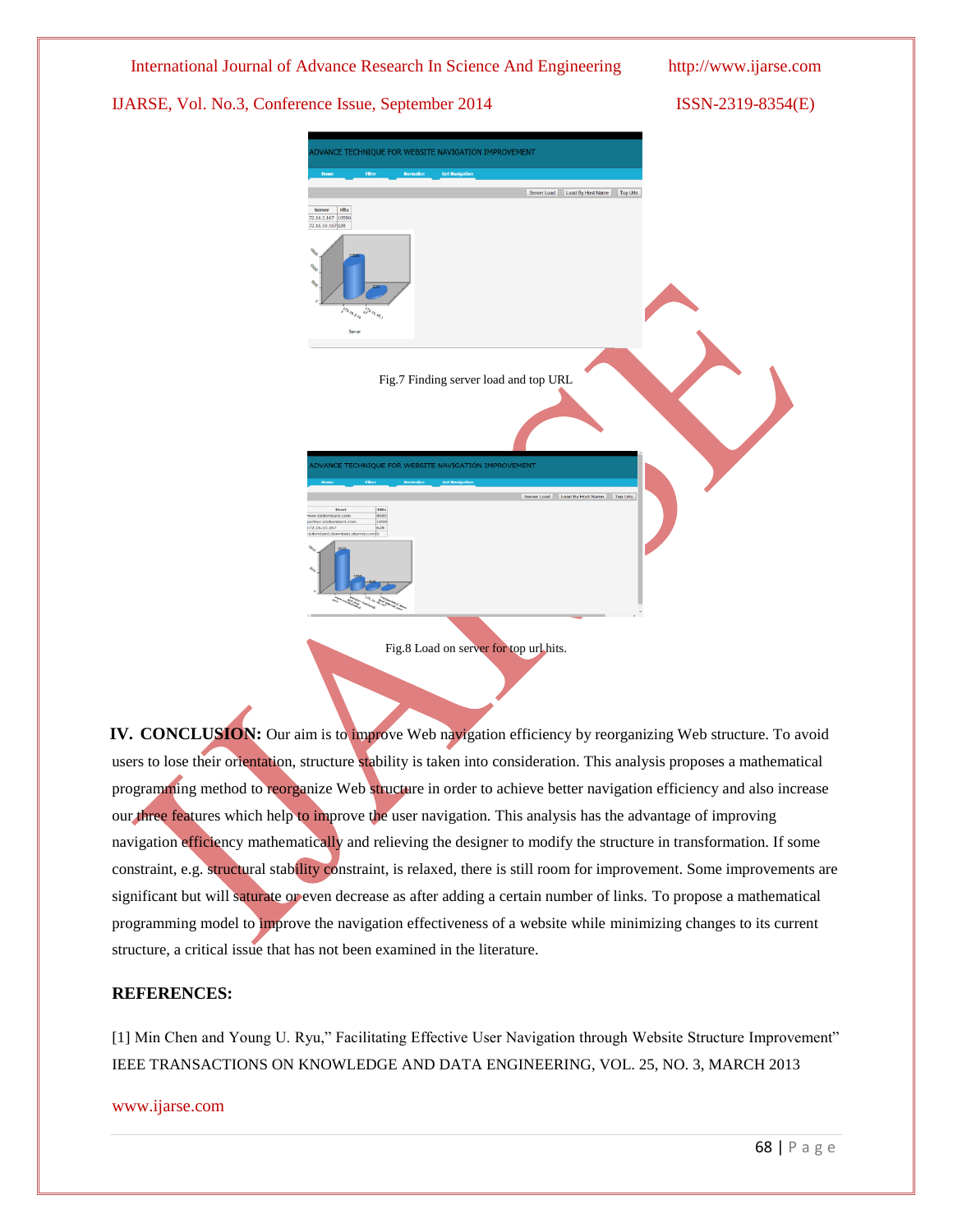Fig.7 Finding server load and top URL

Fig.8 Load on server for top url hits.

## IV. CONCLUSION:

Our aim is to improve Web navigation efficiency by reorganizing Web structure. To avoid users to lose their orientation, structure stability is taken into consideration. This analysis proposes a mathematical programming method to reorganize Web structure in order to achieve better navigation efficiency and also increase our three features which help to improve the user navigation. This analysis has the advantage of improving navigation efficiency mathematically and relieving the designer to modify the structure in transformation. If some constraint, e.g. structural stability constraint, is relaxed, there is still room for improvement. Some improvements are significant but will saturate or even decrease as after adding a certain number of links. To propose a mathematical programming model to improve the navigation effectiveness of a website while minimizing changes to its current structure, a critical issue that has not been examined in the literature.

## REFERENCES:

[1] Min Chen and Young U. Ryu," Facilitating Effective User Navigation through Website Structure Improvement" IEEE TRANSACTIONS ON KNOWLEDGE AND DATA ENGINEERING, VOL. 25, NO. 3, MARCH 2013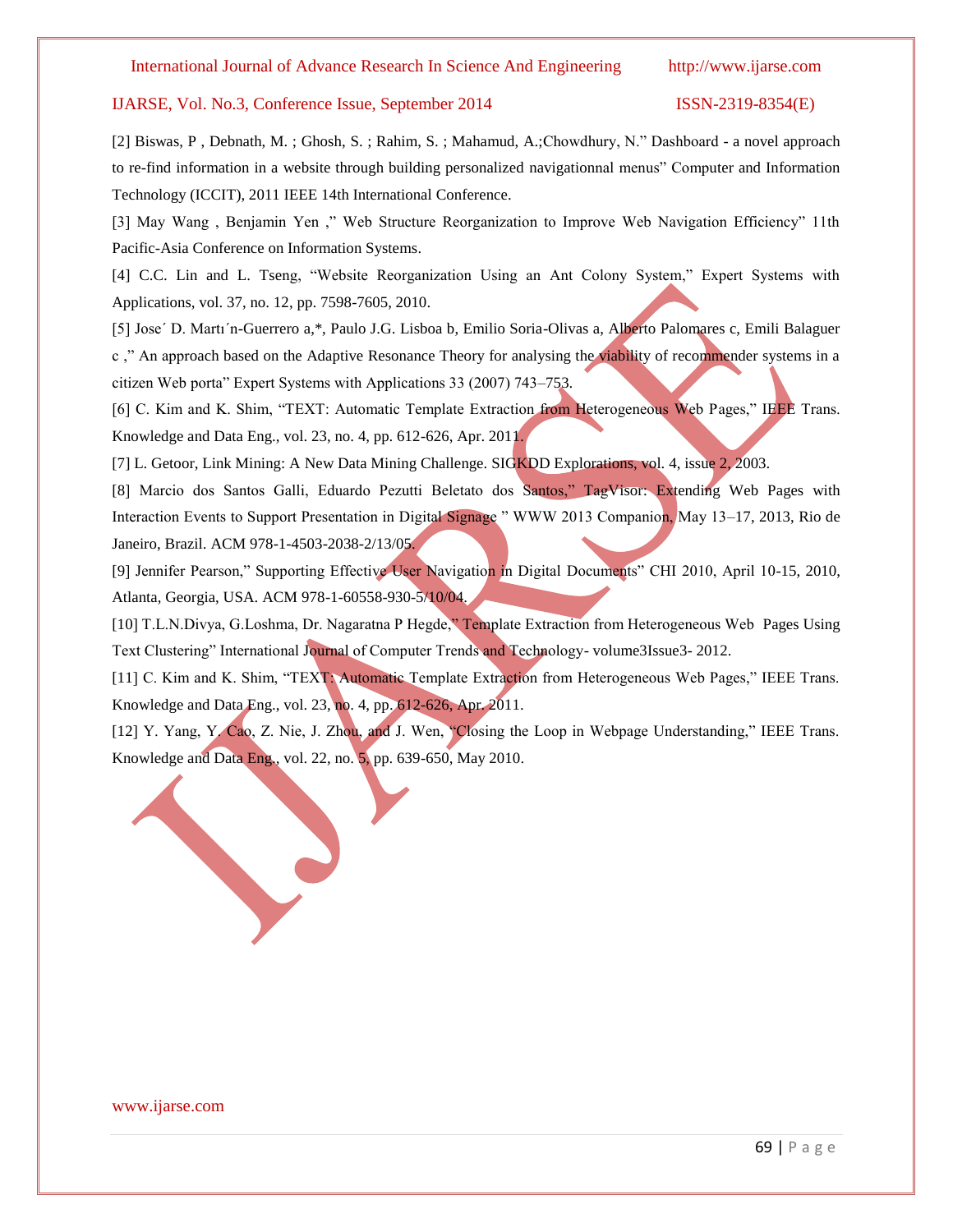[2] Biswas, P , Debnath, M. ; Ghosh, S. ; Rahim, S. ; Mahamud, A.;Chowdhury, N." Dashboard - a novel approach to re-find information in a website through building personalized navigationnal menus" Computer and Information Technology (ICCIT), 2011 IEEE 14th International Conference.

[3] May Wang , Benjamin Yen ," Web Structure Reorganization to Improve Web Navigation Efficiency" 11th Pacific-Asia Conference on Information Systems.

[4] C.C. Lin and L. Tseng, "Website Reorganization Using an Ant Colony System," Expert Systems with Applications, vol. 37, no. 12, pp. 7598-7605, 2010.

[5] Jose´ D. Martı´n-Guerrero a,*, Paulo J.G. Lisboa b, Emilio Soria-Olivas a, Alberto Palomares c, Emili Balaguer c ," An approach based on the Adaptive Resonance Theory for analysing the viability of recommender systems in a citizen Web porta" Expert Systems with Applications 33 (2007) 743–753.

[6] C. Kim and K. Shim, "TEXT: Automatic Template Extraction from Heterogeneous Web Pages," IEEE Trans. Knowledge and Data Eng., vol. 23, no. 4, pp. 612-626, Apr. 2011.

[7] L. Getoor, Link Mining: A New Data Mining Challenge. SIGKDD Explorations, vol. 4, issue 2, 2003.

[8] Marcio dos Santos Galli, Eduardo Pezutti Beletato dos Santos," TagVisor: Extending Web Pages with Interaction Events to Support Presentation in Digital Signage " WWW 2013 Companion, May 13–17, 2013, Rio de Janeiro, Brazil. ACM 978-1-4503-2038-2/13/05.

[9] Jennifer Pearson," Supporting Effective User Navigation in Digital Documents" CHI 2010, April 10-15, 2010, Atlanta, Georgia, USA. ACM 978-1-60558-930-5/10/04.

[10] T.L.N.Divya, G.Loshma, Dr. Nagaratna P Hegde," Template Extraction from Heterogeneous Web Pages Using Text Clustering" International Journal of Computer Trends and Technology- volume3Issue3- 2012.

[11] C. Kim and K. Shim, "TEXT: Automatic Template Extraction from Heterogeneous Web Pages," IEEE Trans. Knowledge and Data Eng., vol. 23, no. 4, pp. 612-626, Apr. 2011.

[12] Y. Yang, Y. Cao, Z. Nie, J. Zhou, and J. Wen, "Closing the Loop in Webpage Understanding," IEEE Trans. Knowledge and Data Eng., vol. 22, no. 5, pp. 639-650, May 2010.